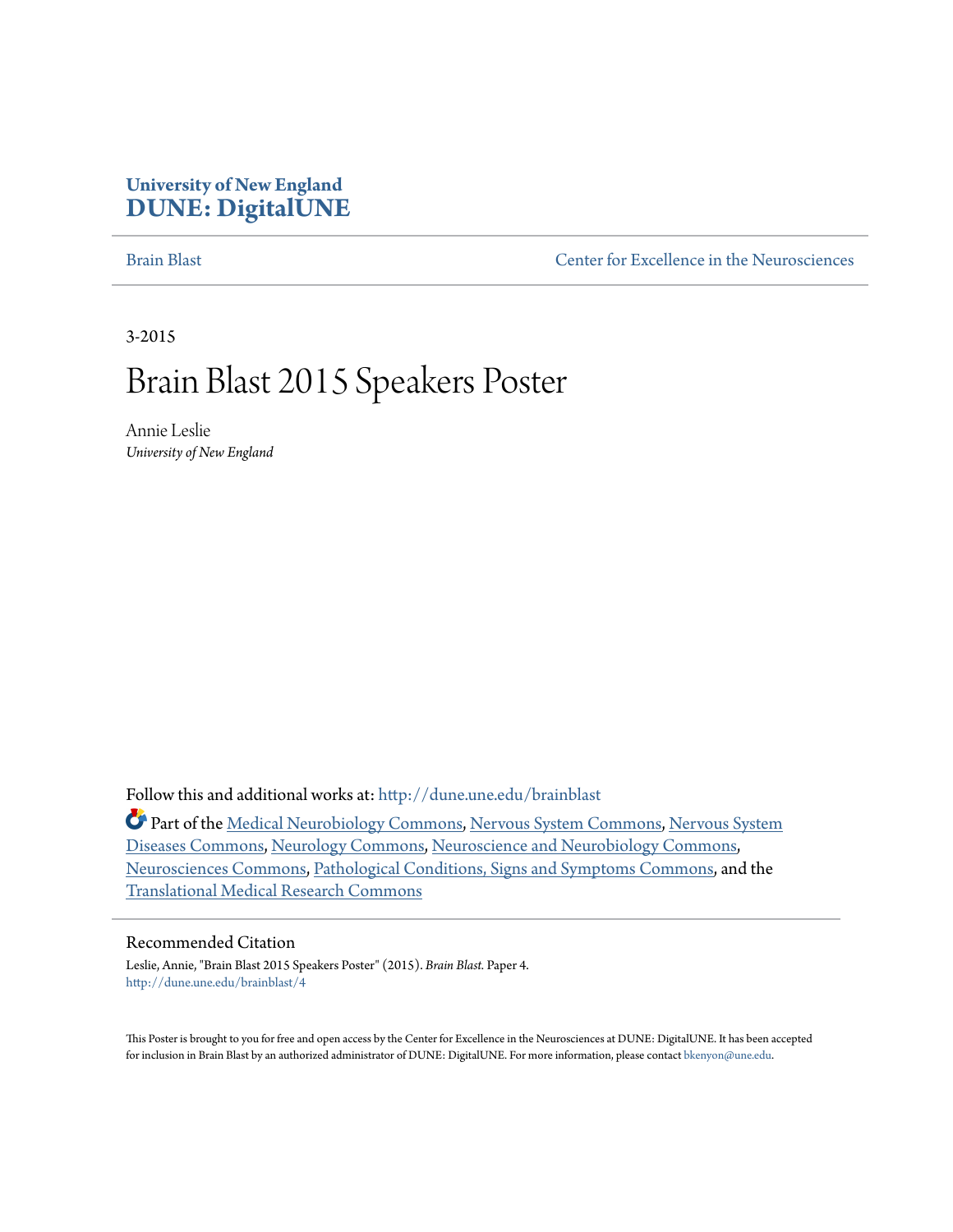University of New England
**DUNE: DigitalUNE**

Brain Blast | Center for Excellence in the Neurosciences

3-2015

# Brain Blast 2015 Speakers Poster

Annie Leslie
*University of New England*

Follow this and additional works at: http://dune.une.edu/brainblast

Part of the Medical Neurobiology Commons, Nervous System Commons, Nervous System Diseases Commons, Neurology Commons, Neuroscience and Neurobiology Commons, Neurosciences Commons, Pathological Conditions, Signs and Symptoms Commons, and the Translational Medical Research Commons

## Recommended Citation

Leslie, Annie, "Brain Blast 2015 Speakers Poster" (2015). *Brain Blast.* Paper 4.
http://dune.une.edu/brainblast/4

This Poster is brought to you for free and open access by the Center for Excellence in the Neurosciences at DUNE: DigitalUNE. It has been accepted for inclusion in Brain Blast by an authorized administrator of DUNE: DigitalUNE. For more information, please contact bkenyon@une.edu.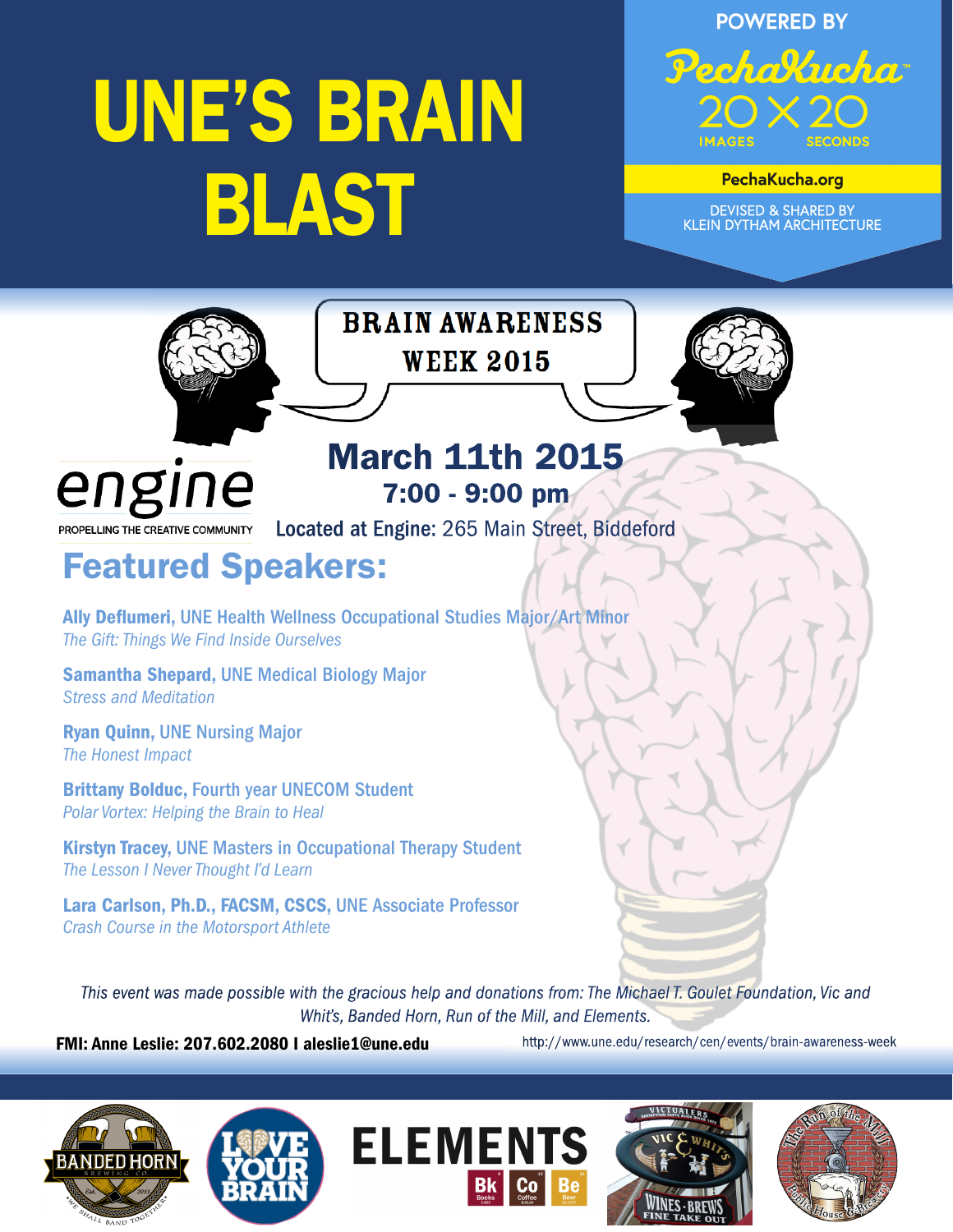# UNE'S BRAIN BLAST

POWERED BY

PechaKucha 20 × 20

IMAGES SECONDS

PechaKucha.org

DEVISED & SHARED BY KLEIN DYTHAM ARCHITECTURE

BRAIN AWARENESS WEEK 2015

engine

PROPELLING THE CREATIVE COMMUNITY

## March 11th 2015

### 7:00 - 9:00 pm

**Located at Engine:** 265 Main Street, Biddeford

## Featured Speakers:

**Ally Deflumeri,** UNE Health Wellness Occupational Studies Major/Art Minor
*The Gift: Things We Find Inside Ourselves*

**Samantha Shepard,** UNE Medical Biology Major
*Stress and Meditation*

**Ryan Quinn,** UNE Nursing Major
*The Honest Impact*

**Brittany Bolduc,** Fourth year UNECOM Student
*Polar Vortex: Helping the Brain to Heal*

**Kirstyn Tracey,** UNE Masters in Occupational Therapy Student
*The Lesson I Never Thought I'd Learn*

**Lara Carlson, Ph.D., FACSM, CSCS,** UNE Associate Professor
*Crash Course in the Motorsport Athlete*

*This event was made possible with the gracious help and donations from: The Michael T. Goulet Foundation, Vic and Whit's, Banded Horn, Run of the Mill, and Elements.*

**FMI: Anne Leslie: 207.602.2080 I aleslie1@une.edu**

http://www.une.edu/research/cen/events/brain-awareness-week

BANDED HORN BREWING CO. · LOVE YOUR BRAIN · ELEMENTS (Bk Books, Co Coffee, Be Beer) · VIC & WHIT'S WINES · BREWS FINE TAKE OUT · The Run of the Mill Public House & Brewery